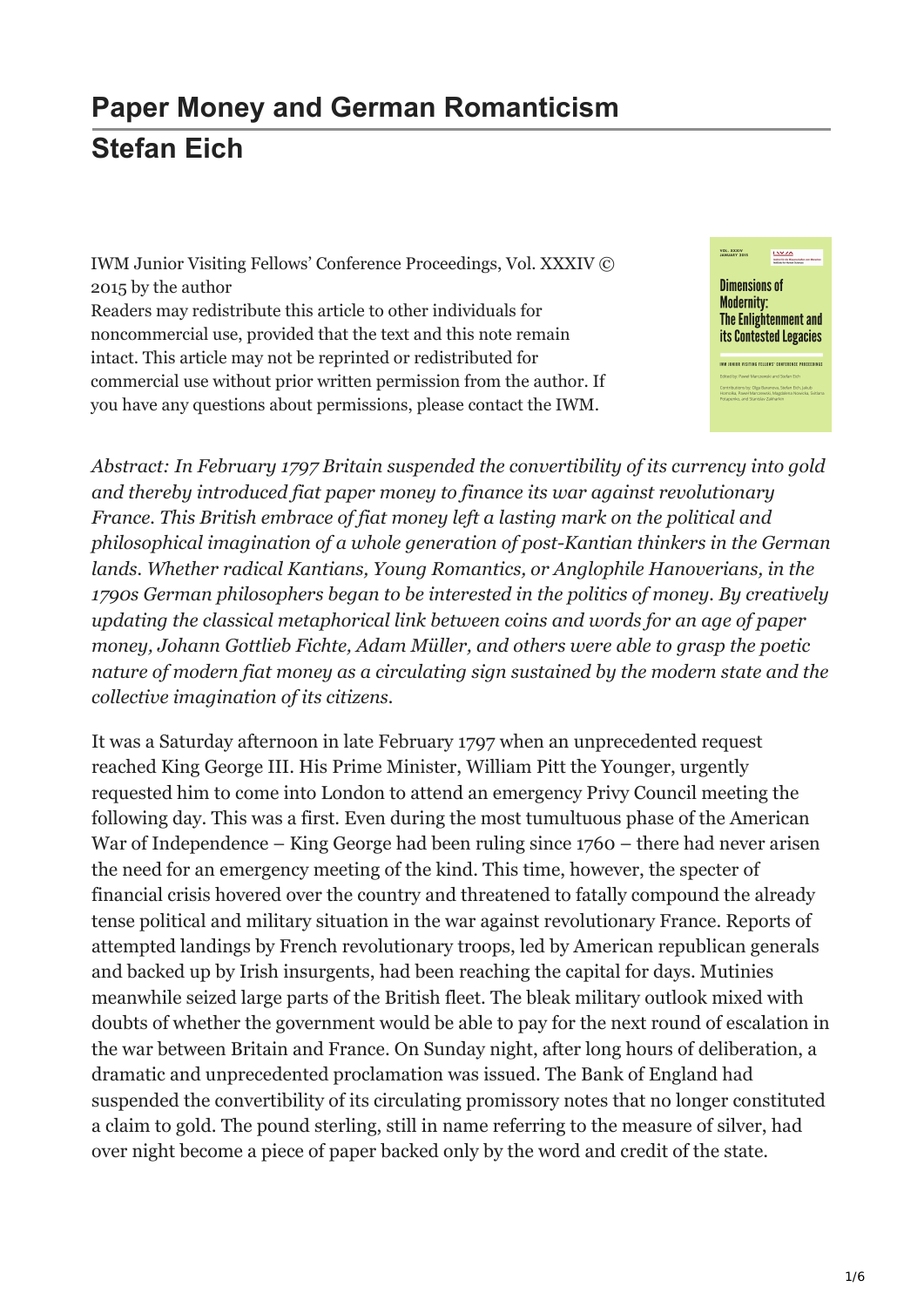# Paper Money and German Romanticism

## Stefan Eich

IWM Junior Visiting Fellows' Conference Proceedings, Vol. XXXIV © 2015 by the author
Readers may redistribute this article to other individuals for noncommercial use, provided that the text and this note remain intact. This article may not be reprinted or redistributed for commercial use without prior written permission from the author. If you have any questions about permissions, please contact the IWM.

*Abstract: In February 1797 Britain suspended the convertibility of its currency into gold and thereby introduced fiat paper money to finance its war against revolutionary France. This British embrace of fiat money left a lasting mark on the political and philosophical imagination of a whole generation of post-Kantian thinkers in the German lands. Whether radical Kantians, Young Romantics, or Anglophile Hanoverians, in the 1790s German philosophers began to be interested in the politics of money. By creatively updating the classical metaphorical link between coins and words for an age of paper money, Johann Gottlieb Fichte, Adam Müller, and others were able to grasp the poetic nature of modern fiat money as a circulating sign sustained by the modern state and the collective imagination of its citizens.*

It was a Saturday afternoon in late February 1797 when an unprecedented request reached King George III. His Prime Minister, William Pitt the Younger, urgently requested him to come into London to attend an emergency Privy Council meeting the following day. This was a first. Even during the most tumultuous phase of the American War of Independence – King George had been ruling since 1760 – there had never arisen the need for an emergency meeting of the kind. This time, however, the specter of financial crisis hovered over the country and threatened to fatally compound the already tense political and military situation in the war against revolutionary France. Reports of attempted landings by French revolutionary troops, led by American republican generals and backed up by Irish insurgents, had been reaching the capital for days. Mutinies meanwhile seized large parts of the British fleet. The bleak military outlook mixed with doubts of whether the government would be able to pay for the next round of escalation in the war between Britain and France. On Sunday night, after long hours of deliberation, a dramatic and unprecedented proclamation was issued. The Bank of England had suspended the convertibility of its circulating promissory notes that no longer constituted a claim to gold. The pound sterling, still in name referring to the measure of silver, had over night become a piece of paper backed only by the word and credit of the state.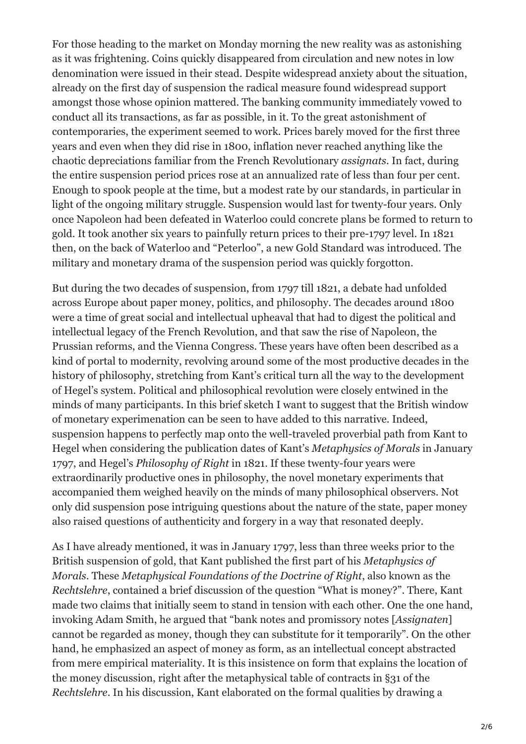For those heading to the market on Monday morning the new reality was as astonishing as it was frightening. Coins quickly disappeared from circulation and new notes in low denomination were issued in their stead. Despite widespread anxiety about the situation, already on the first day of suspension the radical measure found widespread support amongst those whose opinion mattered. The banking community immediately vowed to conduct all its transactions, as far as possible, in it. To the great astonishment of contemporaries, the experiment seemed to work. Prices barely moved for the first three years and even when they did rise in 1800, inflation never reached anything like the chaotic depreciations familiar from the French Revolutionary *assignats*. In fact, during the entire suspension period prices rose at an annualized rate of less than four per cent. Enough to spook people at the time, but a modest rate by our standards, in particular in light of the ongoing military struggle. Suspension would last for twenty-four years. Only once Napoleon had been defeated in Waterloo could concrete plans be formed to return to gold. It took another six years to painfully return prices to their pre-1797 level. In 1821 then, on the back of Waterloo and "Peterloo", a new Gold Standard was introduced. The military and monetary drama of the suspension period was quickly forgotton.

But during the two decades of suspension, from 1797 till 1821, a debate had unfolded across Europe about paper money, politics, and philosophy. The decades around 1800 were a time of great social and intellectual upheaval that had to digest the political and intellectual legacy of the French Revolution, and that saw the rise of Napoleon, the Prussian reforms, and the Vienna Congress. These years have often been described as a kind of portal to modernity, revolving around some of the most productive decades in the history of philosophy, stretching from Kant's critical turn all the way to the development of Hegel's system. Political and philosophical revolution were closely entwined in the minds of many participants. In this brief sketch I want to suggest that the British window of monetary experimenation can be seen to have added to this narrative. Indeed, suspension happens to perfectly map onto the well-traveled proverbial path from Kant to Hegel when considering the publication dates of Kant's *Metaphysics of Morals* in January 1797, and Hegel's *Philosophy of Right* in 1821. If these twenty-four years were extraordinarily productive ones in philosophy, the novel monetary experiments that accompanied them weighed heavily on the minds of many philosophical observers. Not only did suspension pose intriguing questions about the nature of the state, paper money also raised questions of authenticity and forgery in a way that resonated deeply.

As I have already mentioned, it was in January 1797, less than three weeks prior to the British suspension of gold, that Kant published the first part of his *Metaphysics of Morals*. These *Metaphysical Foundations of the Doctrine of Right*, also known as the *Rechtslehre*, contained a brief discussion of the question "What is money?". There, Kant made two claims that initially seem to stand in tension with each other. One the one hand, invoking Adam Smith, he argued that "bank notes and promissory notes [*Assignaten*] cannot be regarded as money, though they can substitute for it temporarily". On the other hand, he emphasized an aspect of money as form, as an intellectual concept abstracted from mere empirical materiality. It is this insistence on form that explains the location of the money discussion, right after the metaphysical table of contracts in §31 of the *Rechtslehre*. In his discussion, Kant elaborated on the formal qualities by drawing a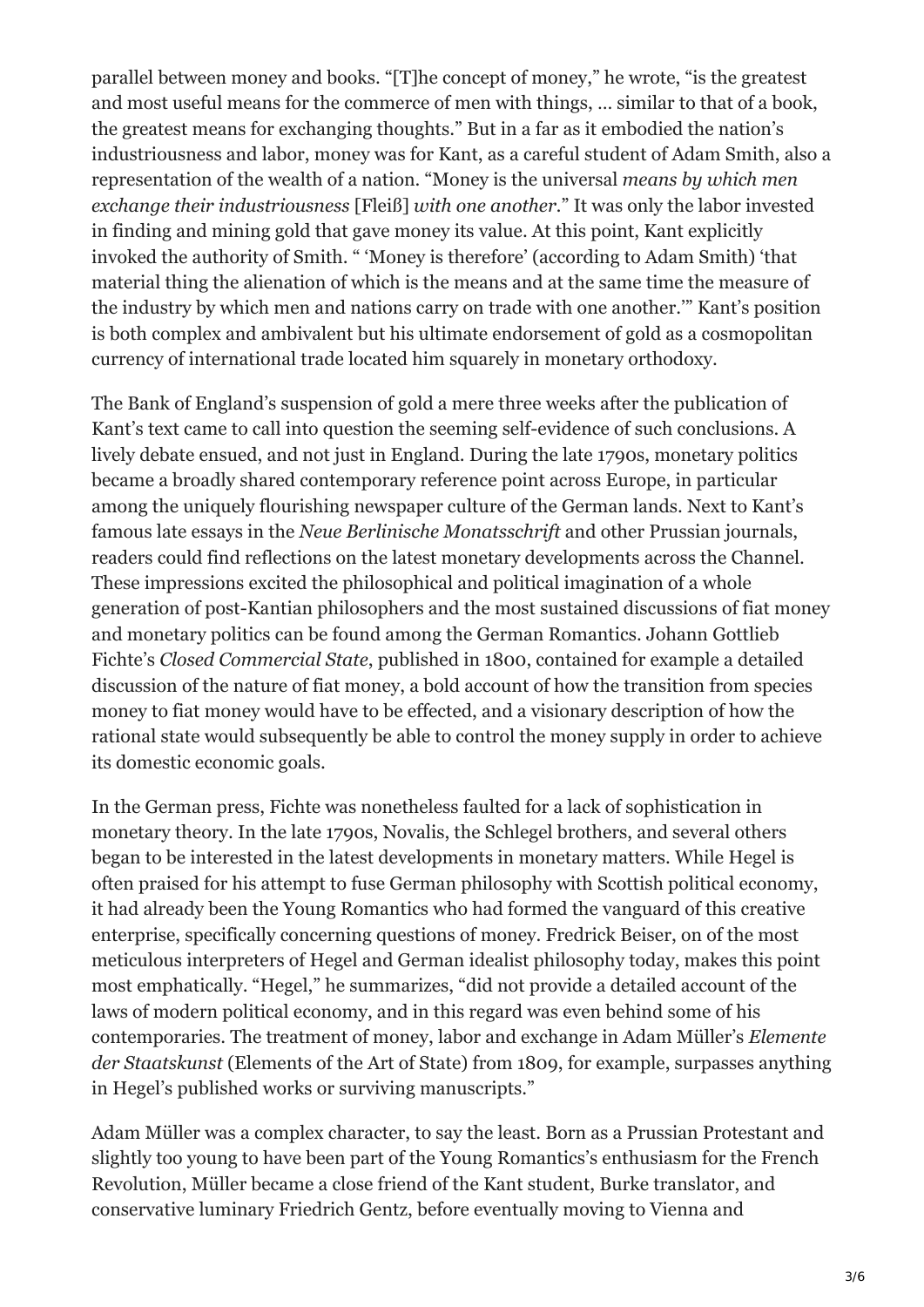parallel between money and books. "[T]he concept of money," he wrote, "is the greatest and most useful means for the commerce of men with things, … similar to that of a book, the greatest means for exchanging thoughts." But in a far as it embodied the nation's industriousness and labor, money was for Kant, as a careful student of Adam Smith, also a representation of the wealth of a nation. "Money is the universal *means by which men exchange their industriousness* [Fleiß] *with one another*." It was only the labor invested in finding and mining gold that gave money its value. At this point, Kant explicitly invoked the authority of Smith. " 'Money is therefore' (according to Adam Smith) 'that material thing the alienation of which is the means and at the same time the measure of the industry by which men and nations carry on trade with one another.'" Kant's position is both complex and ambivalent but his ultimate endorsement of gold as a cosmopolitan currency of international trade located him squarely in monetary orthodoxy.

The Bank of England's suspension of gold a mere three weeks after the publication of Kant's text came to call into question the seeming self-evidence of such conclusions. A lively debate ensued, and not just in England. During the late 1790s, monetary politics became a broadly shared contemporary reference point across Europe, in particular among the uniquely flourishing newspaper culture of the German lands. Next to Kant's famous late essays in the *Neue Berlinische Monatsschrift* and other Prussian journals, readers could find reflections on the latest monetary developments across the Channel. These impressions excited the philosophical and political imagination of a whole generation of post-Kantian philosophers and the most sustained discussions of fiat money and monetary politics can be found among the German Romantics. Johann Gottlieb Fichte's *Closed Commercial State*, published in 1800, contained for example a detailed discussion of the nature of fiat money, a bold account of how the transition from species money to fiat money would have to be effected, and a visionary description of how the rational state would subsequently be able to control the money supply in order to achieve its domestic economic goals.

In the German press, Fichte was nonetheless faulted for a lack of sophistication in monetary theory. In the late 1790s, Novalis, the Schlegel brothers, and several others began to be interested in the latest developments in monetary matters. While Hegel is often praised for his attempt to fuse German philosophy with Scottish political economy, it had already been the Young Romantics who had formed the vanguard of this creative enterprise, specifically concerning questions of money. Fredrick Beiser, on of the most meticulous interpreters of Hegel and German idealist philosophy today, makes this point most emphatically. "Hegel," he summarizes, "did not provide a detailed account of the laws of modern political economy, and in this regard was even behind some of his contemporaries. The treatment of money, labor and exchange in Adam Müller's *Elemente der Staatskunst* (Elements of the Art of State) from 1809, for example, surpasses anything in Hegel's published works or surviving manuscripts."

Adam Müller was a complex character, to say the least. Born as a Prussian Protestant and slightly too young to have been part of the Young Romantics's enthusiasm for the French Revolution, Müller became a close friend of the Kant student, Burke translator, and conservative luminary Friedrich Gentz, before eventually moving to Vienna and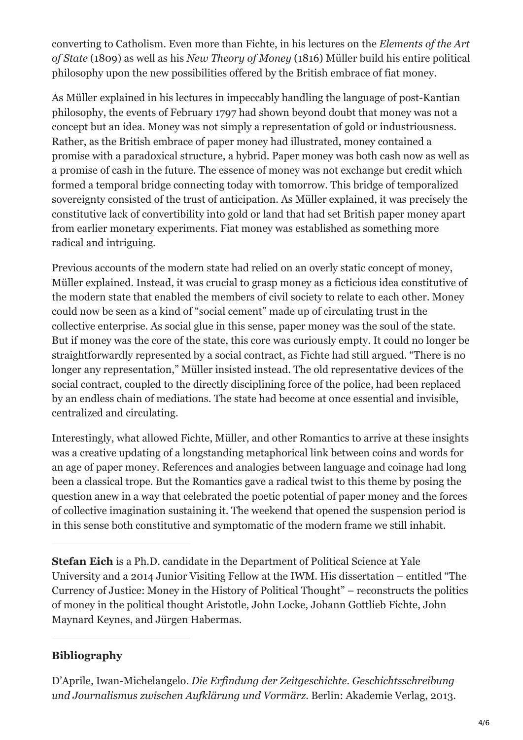converting to Catholism. Even more than Fichte, in his lectures on the *Elements of the Art of State* (1809) as well as his *New Theory of Money* (1816) Müller build his entire political philosophy upon the new possibilities offered by the British embrace of fiat money.

As Müller explained in his lectures in impeccably handling the language of post-Kantian philosophy, the events of February 1797 had shown beyond doubt that money was not a concept but an idea. Money was not simply a representation of gold or industriousness. Rather, as the British embrace of paper money had illustrated, money contained a promise with a paradoxical structure, a hybrid. Paper money was both cash now as well as a promise of cash in the future. The essence of money was not exchange but credit which formed a temporal bridge connecting today with tomorrow. This bridge of temporalized sovereignty consisted of the trust of anticipation. As Müller explained, it was precisely the constitutive lack of convertibility into gold or land that had set British paper money apart from earlier monetary experiments. Fiat money was established as something more radical and intriguing.

Previous accounts of the modern state had relied on an overly static concept of money, Müller explained. Instead, it was crucial to grasp money as a ficticious idea constitutive of the modern state that enabled the members of civil society to relate to each other. Money could now be seen as a kind of "social cement" made up of circulating trust in the collective enterprise. As social glue in this sense, paper money was the soul of the state. But if money was the core of the state, this core was curiously empty. It could no longer be straightforwardly represented by a social contract, as Fichte had still argued. "There is no longer any representation," Müller insisted instead. The old representative devices of the social contract, coupled to the directly disciplining force of the police, had been replaced by an endless chain of mediations. The state had become at once essential and invisible, centralized and circulating.

Interestingly, what allowed Fichte, Müller, and other Romantics to arrive at these insights was a creative updating of a longstanding metaphorical link between coins and words for an age of paper money. References and analogies between language and coinage had long been a classical trope. But the Romantics gave a radical twist to this theme by posing the question anew in a way that celebrated the poetic potential of paper money and the forces of collective imagination sustaining it. The weekend that opened the suspension period is in this sense both constitutive and symptomatic of the modern frame we still inhabit.

---

**Stefan Eich** is a Ph.D. candidate in the Department of Political Science at Yale University and a 2014 Junior Visiting Fellow at the IWM. His dissertation – entitled "The Currency of Justice: Money in the History of Political Thought" – reconstructs the politics of money in the political thought Aristotle, John Locke, Johann Gottlieb Fichte, John Maynard Keynes, and Jürgen Habermas.

---

## Bibliography

D'Aprile, Iwan-Michelangelo. *Die Erfindung der Zeitgeschichte. Geschichtsschreibung und Journalismus zwischen Aufklärung und Vormärz.* Berlin: Akademie Verlag, 2013.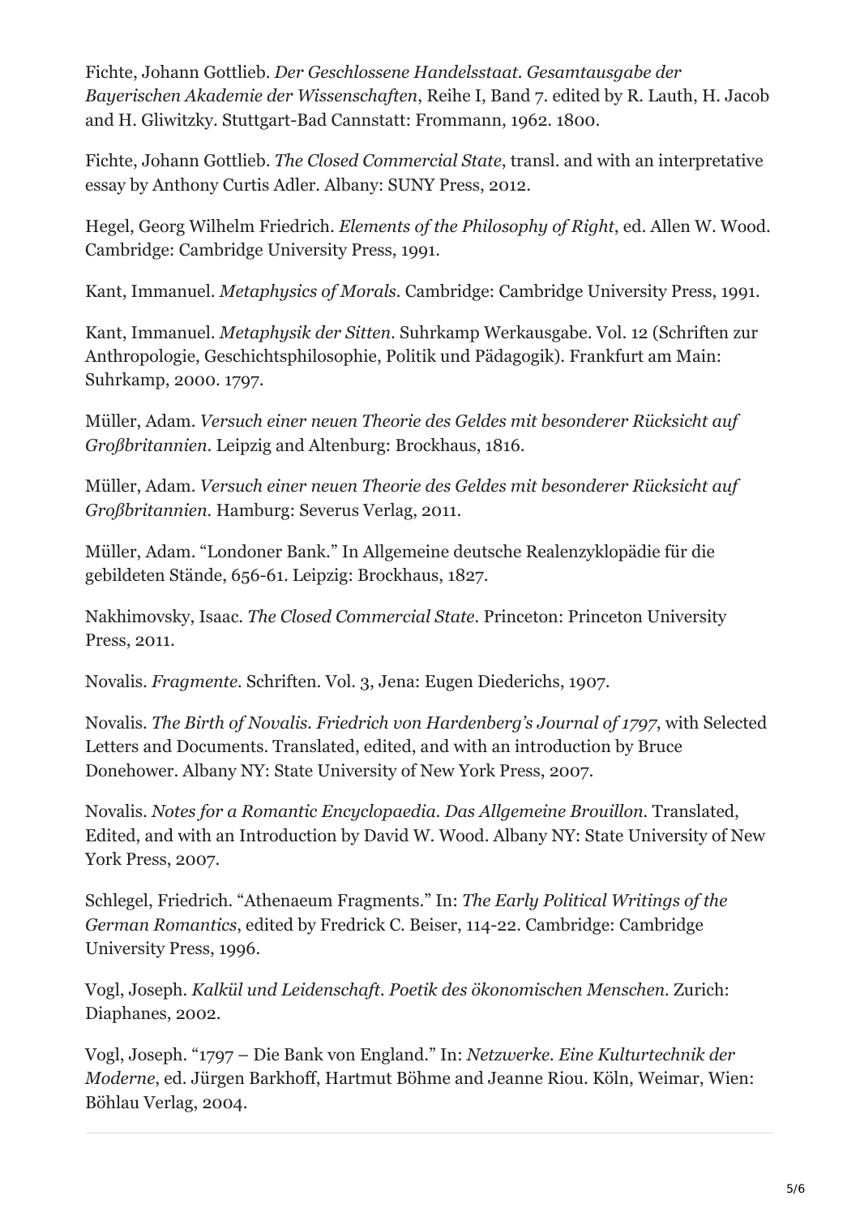Fichte, Johann Gottlieb. *Der Geschlossene Handelsstaat. Gesamtausgabe der Bayerischen Akademie der Wissenschaften*, Reihe I, Band 7. edited by R. Lauth, H. Jacob and H. Gliwitzky. Stuttgart-Bad Cannstatt: Frommann, 1962. 1800.

Fichte, Johann Gottlieb. *The Closed Commercial State*, transl. and with an interpretative essay by Anthony Curtis Adler. Albany: SUNY Press, 2012.

Hegel, Georg Wilhelm Friedrich. *Elements of the Philosophy of Right*, ed. Allen W. Wood. Cambridge: Cambridge University Press, 1991.

Kant, Immanuel. *Metaphysics of Morals*. Cambridge: Cambridge University Press, 1991.

Kant, Immanuel. *Metaphysik der Sitten*. Suhrkamp Werkausgabe. Vol. 12 (Schriften zur Anthropologie, Geschichtsphilosophie, Politik und Pädagogik). Frankfurt am Main: Suhrkamp, 2000. 1797.

Müller, Adam. *Versuch einer neuen Theorie des Geldes mit besonderer Rücksicht auf Großbritannien*. Leipzig and Altenburg: Brockhaus, 1816.

Müller, Adam. *Versuch einer neuen Theorie des Geldes mit besonderer Rücksicht auf Großbritannien*. Hamburg: Severus Verlag, 2011.

Müller, Adam. "Londoner Bank." In Allgemeine deutsche Realenzyklopädie für die gebildeten Stände, 656-61. Leipzig: Brockhaus, 1827.

Nakhimovsky, Isaac. *The Closed Commercial State*. Princeton: Princeton University Press, 2011.

Novalis. *Fragmente*. Schriften. Vol. 3, Jena: Eugen Diederichs, 1907.

Novalis. *The Birth of Novalis. Friedrich von Hardenberg's Journal of 1797*, with Selected Letters and Documents. Translated, edited, and with an introduction by Bruce Donehower. Albany NY: State University of New York Press, 2007.

Novalis. *Notes for a Romantic Encyclopaedia. Das Allgemeine Brouillon*. Translated, Edited, and with an Introduction by David W. Wood. Albany NY: State University of New York Press, 2007.

Schlegel, Friedrich. "Athenaeum Fragments." In: *The Early Political Writings of the German Romantics*, edited by Fredrick C. Beiser, 114-22. Cambridge: Cambridge University Press, 1996.

Vogl, Joseph. *Kalkül und Leidenschaft. Poetik des ökonomischen Menschen*. Zurich: Diaphanes, 2002.

Vogl, Joseph. "1797 – Die Bank von England." In: *Netzwerke. Eine Kulturtechnik der Moderne*, ed. Jürgen Barkhoff, Hartmut Böhme and Jeanne Riou. Köln, Weimar, Wien: Böhlau Verlag, 2004.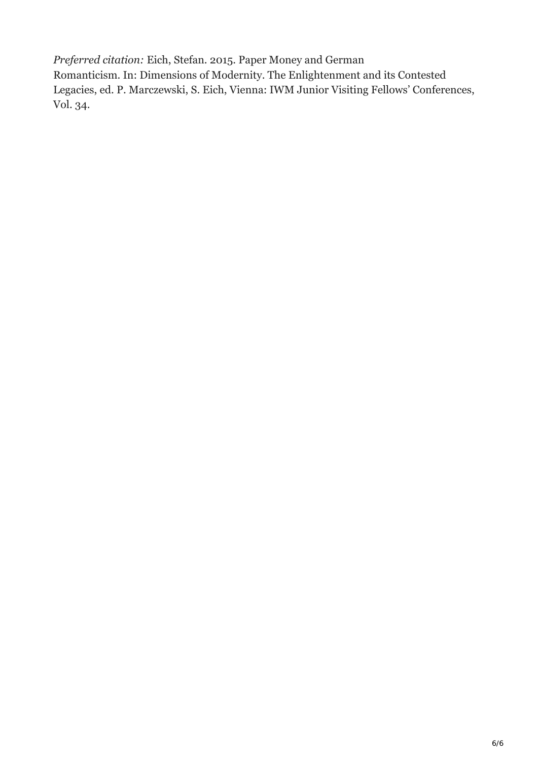*Preferred citation:* Eich, Stefan. 2015. Paper Money and German Romanticism. In: Dimensions of Modernity. The Enlightenment and its Contested Legacies, ed. P. Marczewski, S. Eich, Vienna: IWM Junior Visiting Fellows' Conferences, Vol. 34.